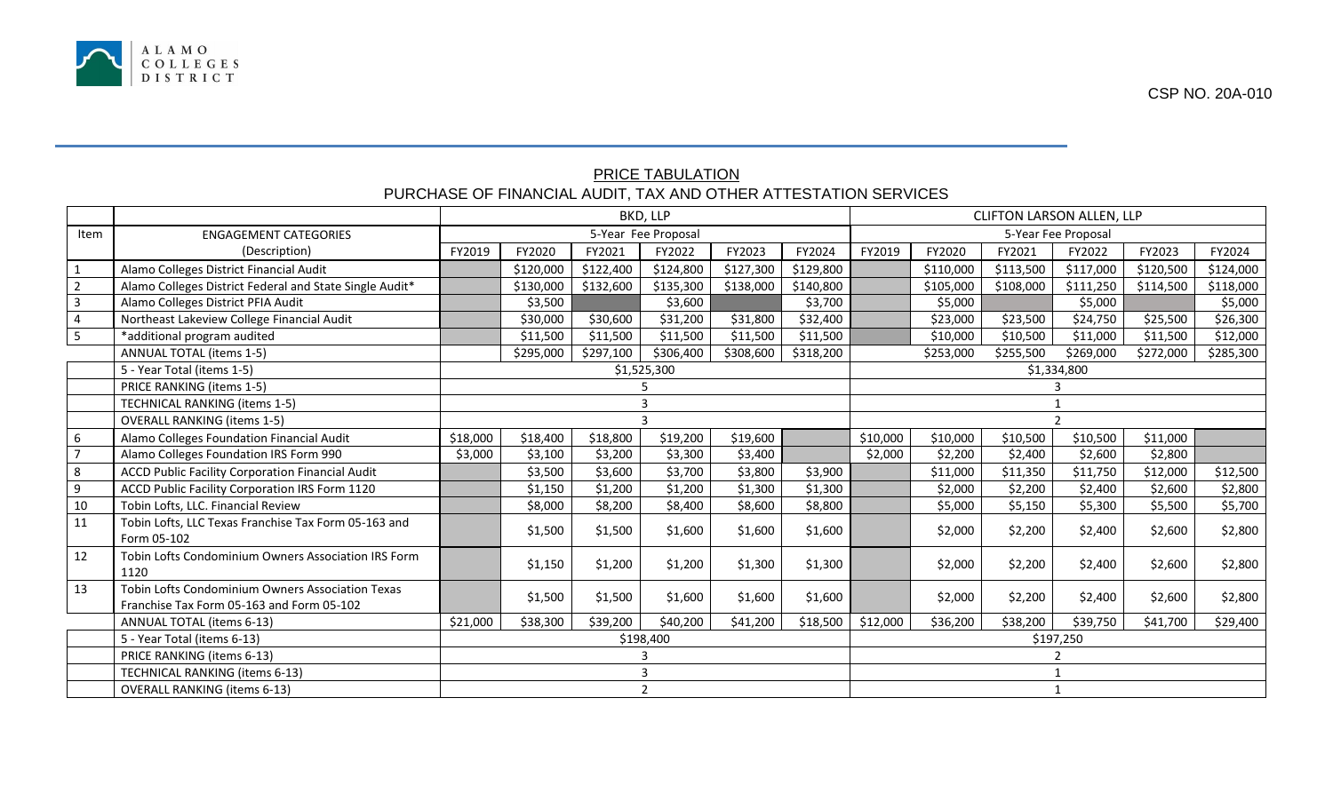ALAMO COLLEGES DISTRICT

CSP NO. 20A-010

## PRICE TABULATION

### PURCHASE OF FINANCIAL AUDIT, TAX AND OTHER ATTESTATION SERVICES

| | | BKD, LLP | | | | | | CLIFTON LARSON ALLEN, LLP | | | | | |
|---|---|---|---|---|---|---|---|---|---|---|---|---|---|
| Item | ENGAGEMENT CATEGORIES | 5-Year Fee Proposal | | | | | | 5-Year Fee Proposal | | | | | |
| | (Description) | FY2019 | FY2020 | FY2021 | FY2022 | FY2023 | FY2024 | FY2019 | FY2020 | FY2021 | FY2022 | FY2023 | FY2024 |
| 1 | Alamo Colleges District Financial Audit | | $120,000 | $122,400 | $124,800 | $127,300 | $129,800 | | $110,000 | $113,500 | $117,000 | $120,500 | $124,000 |
| 2 | Alamo Colleges District Federal and State Single Audit* | | $130,000 | $132,600 | $135,300 | $138,000 | $140,800 | | $105,000 | $108,000 | $111,250 | $114,500 | $118,000 |
| 3 | Alamo Colleges District PFIA Audit | | $3,500 | | $3,600 | | $3,700 | | $5,000 | | $5,000 | | $5,000 |
| 4 | Northeast Lakeview College Financial Audit | | $30,000 | $30,600 | $31,200 | $31,800 | $32,400 | | $23,000 | $23,500 | $24,750 | $25,500 | $26,300 |
| 5 | *additional program audited | | $11,500 | $11,500 | $11,500 | $11,500 | $11,500 | | $10,000 | $10,500 | $11,000 | $11,500 | $12,000 |
| | ANNUAL TOTAL (items 1-5) | | $295,000 | $297,100 | $306,400 | $308,600 | $318,200 | | $253,000 | $255,500 | $269,000 | $272,000 | $285,300 |
| | 5 - Year Total (items 1-5) | $1,525,300 | | | | | | $1,334,800 | | | | | |
| | PRICE RANKING (items 1-5) | 5 | | | | | | 3 | | | | | |
| | TECHNICAL RANKING (items 1-5) | 3 | | | | | | 1 | | | | | |
| | OVERALL RANKING (items 1-5) | 3 | | | | | | 2 | | | | | |
| 6 | Alamo Colleges Foundation Financial Audit | $18,000 | $18,400 | $18,800 | $19,200 | $19,600 | | $10,000 | $10,000 | $10,500 | $10,500 | $11,000 | |
| 7 | Alamo Colleges Foundation IRS Form 990 | $3,000 | $3,100 | $3,200 | $3,300 | $3,400 | | $2,000 | $2,200 | $2,400 | $2,600 | $2,800 | |
| 8 | ACCD Public Facility Corporation Financial Audit | | $3,500 | $3,600 | $3,700 | $3,800 | $3,900 | | $11,000 | $11,350 | $11,750 | $12,000 | $12,500 |
| 9 | ACCD Public Facility Corporation IRS Form 1120 | | $1,150 | $1,200 | $1,200 | $1,300 | $1,300 | | $2,000 | $2,200 | $2,400 | $2,600 | $2,800 |
| 10 | Tobin Lofts, LLC. Financial Review | | $8,000 | $8,200 | $8,400 | $8,600 | $8,800 | | $5,000 | $5,150 | $5,300 | $5,500 | $5,700 |
| 11 | Tobin Lofts, LLC Texas Franchise Tax Form 05-163 and Form 05-102 | | $1,500 | $1,500 | $1,600 | $1,600 | $1,600 | | $2,000 | $2,200 | $2,400 | $2,600 | $2,800 |
| 12 | Tobin Lofts Condominium Owners Association IRS Form 1120 | | $1,150 | $1,200 | $1,200 | $1,300 | $1,300 | | $2,000 | $2,200 | $2,400 | $2,600 | $2,800 |
| 13 | Tobin Lofts Condominium Owners Association Texas Franchise Tax Form 05-163 and Form 05-102 | | $1,500 | $1,500 | $1,600 | $1,600 | $1,600 | | $2,000 | $2,200 | $2,400 | $2,600 | $2,800 |
| | ANNUAL TOTAL (items 6-13) | $21,000 | $38,300 | $39,200 | $40,200 | $41,200 | $18,500 | $12,000 | $36,200 | $38,200 | $39,750 | $41,700 | $29,400 |
| | 5 - Year Total (items 6-13) | $198,400 | | | | | | $197,250 | | | | | |
| | PRICE RANKING (items 6-13) | 3 | | | | | | 2 | | | | | |
| | TECHNICAL RANKING (items 6-13) | 3 | | | | | | 1 | | | | | |
| | OVERALL RANKING (items 6-13) | 2 | | | | | | 1 | | | | | |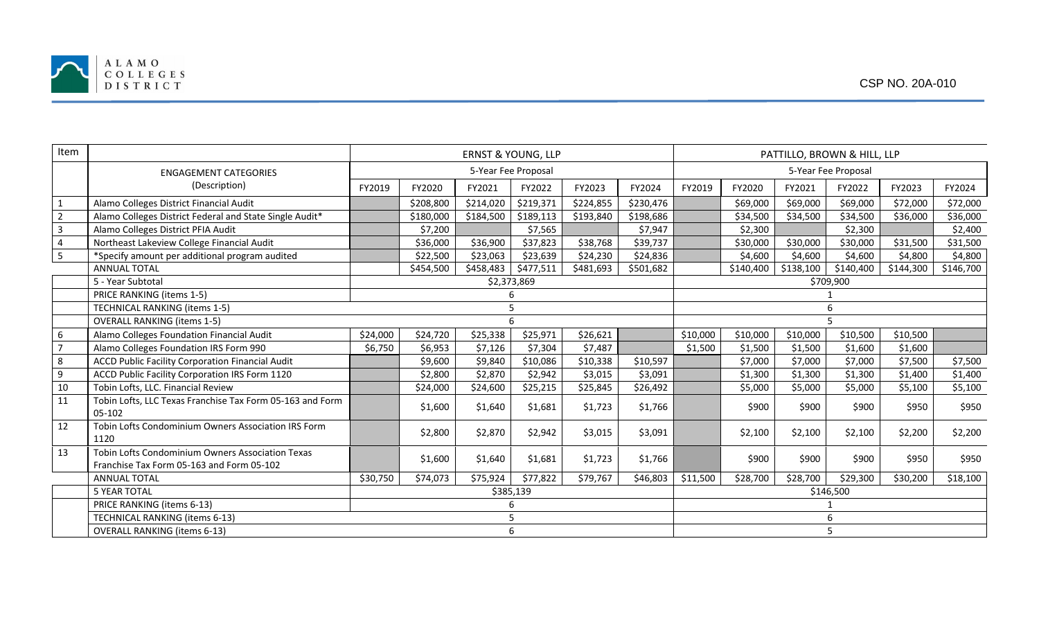CSP NO. 20A-010

| Item | ENGAGEMENT CATEGORIES (Description) | ERNST & YOUNG, LLP | | | | | | PATTILLO, BROWN & HILL, LLP | | | | | |
|---|---|---|---|---|---|---|---|---|---|---|---|---|---|
| | | 5-Year Fee Proposal | | | | | | 5-Year Fee Proposal | | | | | |
| | | FY2019 | FY2020 | FY2021 | FY2022 | FY2023 | FY2024 | FY2019 | FY2020 | FY2021 | FY2022 | FY2023 | FY2024 |
| 1 | Alamo Colleges District Financial Audit | | $208,800 | $214,020 | $219,371 | $224,855 | $230,476 | | $69,000 | $69,000 | $69,000 | $72,000 | $72,000 |
| 2 | Alamo Colleges District Federal and State Single Audit* | | $180,000 | $184,500 | $189,113 | $193,840 | $198,686 | | $34,500 | $34,500 | $34,500 | $36,000 | $36,000 |
| 3 | Alamo Colleges District PFIA Audit | | $7,200 | | $7,565 | | $7,947 | | $2,300 | | $2,300 | | $2,400 |
| 4 | Northeast Lakeview College Financial Audit | | $36,000 | $36,900 | $37,823 | $38,768 | $39,737 | | $30,000 | $30,000 | $30,000 | $31,500 | $31,500 |
| 5 | *Specify amount per additional program audited | | $22,500 | $23,063 | $23,639 | $24,230 | $24,836 | | $4,600 | $4,600 | $4,600 | $4,800 | $4,800 |
| | ANNUAL TOTAL | | $454,500 | $458,483 | $477,511 | $481,693 | $501,682 | | $140,400 | $138,100 | $140,400 | $144,300 | $146,700 |
| | 5 - Year Subtotal | $2,373,869 | | | | | | $709,900 | | | | | |
| | PRICE RANKING (items 1-5) | 6 | | | | | | 1 | | | | | |
| | TECHNICAL RANKING (items 1-5) | 5 | | | | | | 6 | | | | | |
| | OVERALL RANKING (items 1-5) | 6 | | | | | | 5 | | | | | |
| 6 | Alamo Colleges Foundation Financial Audit | $24,000 | $24,720 | $25,338 | $25,971 | $26,621 | | $10,000 | $10,000 | $10,000 | $10,500 | $10,500 | |
| 7 | Alamo Colleges Foundation IRS Form 990 | $6,750 | $6,953 | $7,126 | $7,304 | $7,487 | | $1,500 | $1,500 | $1,500 | $1,600 | $1,600 | |
| 8 | ACCD Public Facility Corporation Financial Audit | | $9,600 | $9,840 | $10,086 | $10,338 | $10,597 | | $7,000 | $7,000 | $7,000 | $7,500 | $7,500 |
| 9 | ACCD Public Facility Corporation IRS Form 1120 | | $2,800 | $2,870 | $2,942 | $3,015 | $3,091 | | $1,300 | $1,300 | $1,300 | $1,400 | $1,400 |
| 10 | Tobin Lofts, LLC. Financial Review | | $24,000 | $24,600 | $25,215 | $25,845 | $26,492 | | $5,000 | $5,000 | $5,000 | $5,100 | $5,100 |
| 11 | Tobin Lofts, LLC Texas Franchise Tax Form 05-163 and Form 05-102 | | $1,600 | $1,640 | $1,681 | $1,723 | $1,766 | | $900 | $900 | $900 | $950 | $950 |
| 12 | Tobin Lofts Condominium Owners Association IRS Form 1120 | | $2,800 | $2,870 | $2,942 | $3,015 | $3,091 | | $2,100 | $2,100 | $2,100 | $2,200 | $2,200 |
| 13 | Tobin Lofts Condominium Owners Association Texas Franchise Tax Form 05-163 and Form 05-102 | | $1,600 | $1,640 | $1,681 | $1,723 | $1,766 | | $900 | $900 | $900 | $950 | $950 |
| | ANNUAL TOTAL | $30,750 | $74,073 | $75,924 | $77,822 | $79,767 | $46,803 | $11,500 | $28,700 | $28,700 | $29,300 | $30,200 | $18,100 |
| | 5 YEAR TOTAL | $385,139 | | | | | | $146,500 | | | | | |
| | PRICE RANKING (items 6-13) | 6 | | | | | | 1 | | | | | |
| | TECHNICAL RANKING (items 6-13) | 5 | | | | | | 6 | | | | | |
| | OVERALL RANKING (items 6-13) | 6 | | | | | | 5 | | | | | |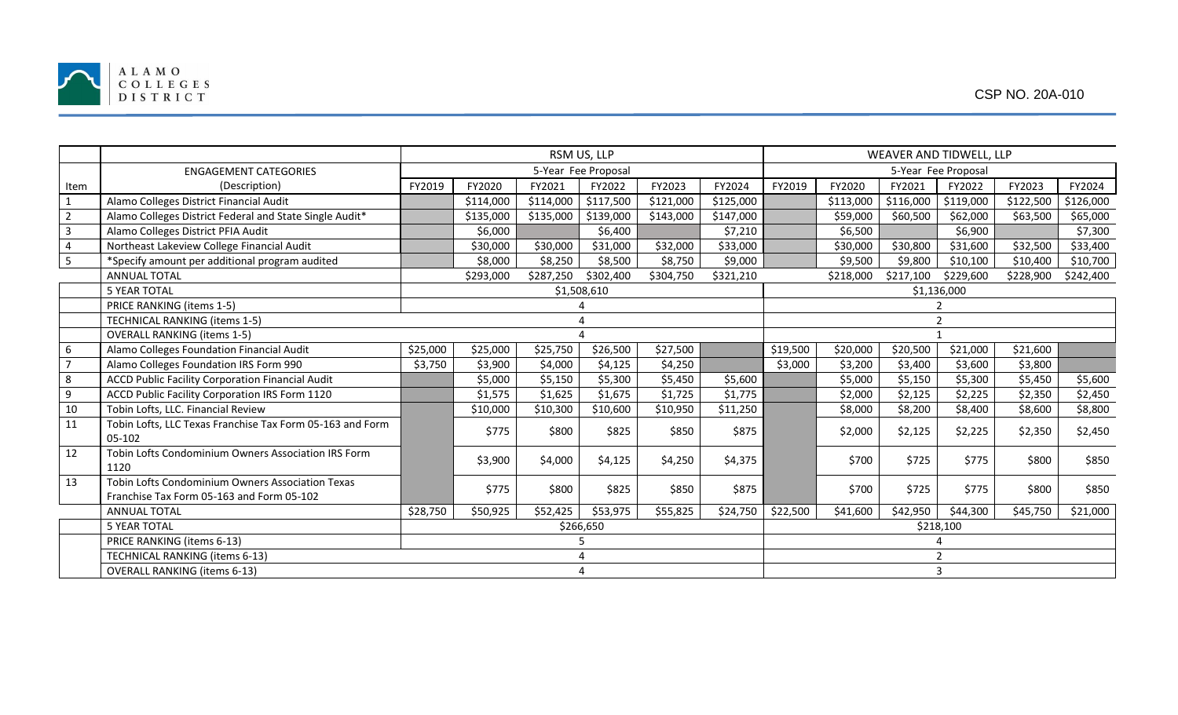CSP NO. 20A-010

| | | RSM US, LLP | | | | | | WEAVER AND TIDWELL, LLP | | | | | |
|---|---|---|---|---|---|---|---|---|---|---|---|---|---|
| | ENGAGEMENT CATEGORIES | 5-Year Fee Proposal | | | | | | 5-Year Fee Proposal | | | | | |
| Item | (Description) | FY2019 | FY2020 | FY2021 | FY2022 | FY2023 | FY2024 | FY2019 | FY2020 | FY2021 | FY2022 | FY2023 | FY2024 |
| 1 | Alamo Colleges District Financial Audit | | $114,000 | $114,000 | $117,500 | $121,000 | $125,000 | | $113,000 | $116,000 | $119,000 | $122,500 | $126,000 |
| 2 | Alamo Colleges District Federal and State Single Audit* | | $135,000 | $135,000 | $139,000 | $143,000 | $147,000 | | $59,000 | $60,500 | $62,000 | $63,500 | $65,000 |
| 3 | Alamo Colleges District PFIA Audit | | $6,000 | | $6,400 | | $7,210 | | $6,500 | | $6,900 | | $7,300 |
| 4 | Northeast Lakeview College Financial Audit | | $30,000 | $30,000 | $31,000 | $32,000 | $33,000 | | $30,000 | $30,800 | $31,600 | $32,500 | $33,400 |
| 5 | *Specify amount per additional program audited | | $8,000 | $8,250 | $8,500 | $8,750 | $9,000 | | $9,500 | $9,800 | $10,100 | $10,400 | $10,700 |
| | ANNUAL TOTAL | | $293,000 | $287,250 | $302,400 | $304,750 | $321,210 | | $218,000 | $217,100 | $229,600 | $228,900 | $242,400 |
| | 5 YEAR TOTAL | $1,508,610 | | | | | | $1,136,000 | | | | | |
| | PRICE RANKING (items 1-5) | 4 | | | | | | 2 | | | | | |
| | TECHNICAL RANKING (items 1-5) | 4 | | | | | | 2 | | | | | |
| | OVERALL RANKING (items 1-5) | 4 | | | | | | 1 | | | | | |
| 6 | Alamo Colleges Foundation Financial Audit | $25,000 | $25,000 | $25,750 | $26,500 | $27,500 | | $19,500 | $20,000 | $20,500 | $21,000 | $21,600 | |
| 7 | Alamo Colleges Foundation IRS Form 990 | $3,750 | $3,900 | $4,000 | $4,125 | $4,250 | | $3,000 | $3,200 | $3,400 | $3,600 | $3,800 | |
| 8 | ACCD Public Facility Corporation Financial Audit | | $5,000 | $5,150 | $5,300 | $5,450 | $5,600 | | $5,000 | $5,150 | $5,300 | $5,450 | $5,600 |
| 9 | ACCD Public Facility Corporation IRS Form 1120 | | $1,575 | $1,625 | $1,675 | $1,725 | $1,775 | | $2,000 | $2,125 | $2,225 | $2,350 | $2,450 |
| 10 | Tobin Lofts, LLC. Financial Review | | $10,000 | $10,300 | $10,600 | $10,950 | $11,250 | | $8,000 | $8,200 | $8,400 | $8,600 | $8,800 |
| 11 | Tobin Lofts, LLC Texas Franchise Tax Form 05-163 and Form 05-102 | | $775 | $800 | $825 | $850 | $875 | | $2,000 | $2,125 | $2,225 | $2,350 | $2,450 |
| 12 | Tobin Lofts Condominium Owners Association IRS Form 1120 | | $3,900 | $4,000 | $4,125 | $4,250 | $4,375 | | $700 | $725 | $775 | $800 | $850 |
| 13 | Tobin Lofts Condominium Owners Association Texas Franchise Tax Form 05-163 and Form 05-102 | | $775 | $800 | $825 | $850 | $875 | | $700 | $725 | $775 | $800 | $850 |
| | ANNUAL TOTAL | $28,750 | $50,925 | $52,425 | $53,975 | $55,825 | $24,750 | $22,500 | $41,600 | $42,950 | $44,300 | $45,750 | $21,000 |
| | 5 YEAR TOTAL | $266,650 | | | | | | $218,100 | | | | | |
| | PRICE RANKING (items 6-13) | 5 | | | | | | 4 | | | | | |
| | TECHNICAL RANKING (items 6-13) | 4 | | | | | | 2 | | | | | |
| | OVERALL RANKING (items 6-13) | 4 | | | | | | 3 | | | | | |